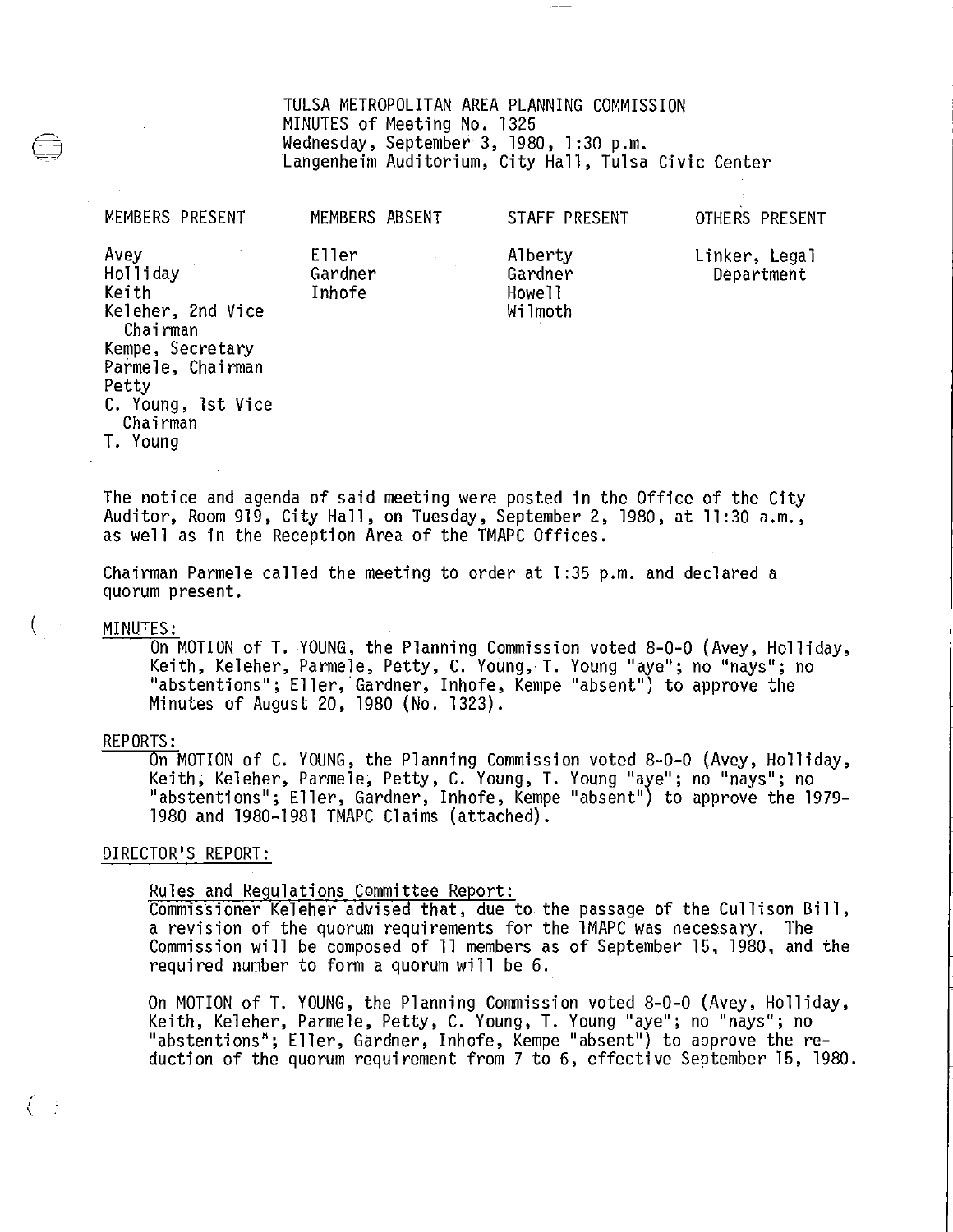TULSA METROPOLITAN AREA PLANNING COMMISSION
MINUTES of Meeting No. 1325
Wednesday, September 3, 1980, 1:30 p.m.
Langenheim Auditorium, City Hall, Tulsa Civic Center

| MEMBERS PRESENT | MEMBERS ABSENT | STAFF PRESENT | OTHERS PRESENT |
|---|---|---|---|
| Avey | Eller | Alberty | Linker, Legal Department |
| Holliday | Gardner | Gardner | |
| Keith | Inhofe | Howell | |
| Keleher, 2nd Vice Chairman | | Wilmoth | |
| Kempe, Secretary | | | |
| Parmele, Chairman | | | |
| Petty | | | |
| C. Young, 1st Vice Chairman | | | |
| T. Young | | | |

The notice and agenda of said meeting were posted in the Office of the City Auditor, Room 919, City Hall, on Tuesday, September 2, 1980, at 11:30 a.m., as well as in the Reception Area of the TMAPC Offices.

Chairman Parmele called the meeting to order at 1:35 p.m. and declared a quorum present.

MINUTES:

On MOTION of T. YOUNG, the Planning Commission voted 8-0-0 (Avey, Holliday, Keith, Keleher, Parmele, Petty, C. Young, T. Young "aye"; no "nays"; no "abstentions"; Eller, Gardner, Inhofe, Kempe "absent") to approve the Minutes of August 20, 1980 (No. 1323).

REPORTS:

On MOTION of C. YOUNG, the Planning Commission voted 8-0-0 (Avey, Holliday, Keith, Keleher, Parmele, Petty, C. Young, T. Young "aye"; no "nays"; no "abstentions"; Eller, Gardner, Inhofe, Kempe "absent") to approve the 1979-1980 and 1980-1981 TMAPC Claims (attached).

DIRECTOR'S REPORT:

Rules and Regulations Committee Report:

Commissioner Keleher advised that, due to the passage of the Cullison Bill, a revision of the quorum requirements for the TMAPC was necessary. The Commission will be composed of 11 members as of September 15, 1980, and the required number to form a quorum will be 6.

On MOTION of T. YOUNG, the Planning Commission voted 8-0-0 (Avey, Holliday, Keith, Keleher, Parmele, Petty, C. Young, T. Young "aye"; no "nays"; no "abstentions"; Eller, Gardner, Inhofe, Kempe "absent") to approve the reduction of the quorum requirement from 7 to 6, effective September 15, 1980.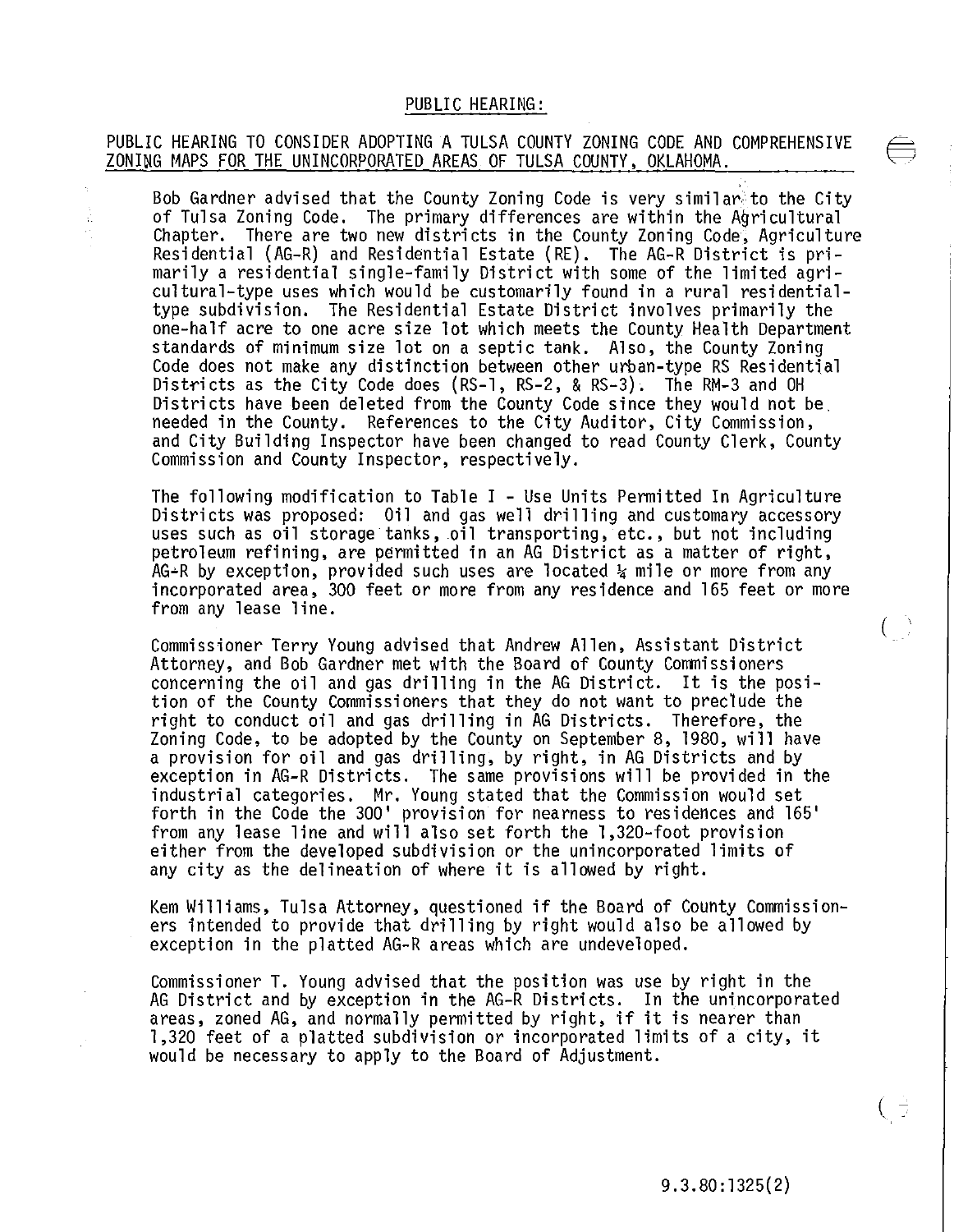## PUBLIC HEARING:

**PUBLIC HEARING TO CONSIDER ADOPTING A TULSA COUNTY ZONING CODE AND COMPREHENSIVE ZONING MAPS FOR THE UNINCORPORATED AREAS OF TULSA COUNTY, OKLAHOMA.**

Bob Gardner advised that the County Zoning Code is very similar to the City of Tulsa Zoning Code. The primary differences are within the Agricultural Chapter. There are two new districts in the County Zoning Code, Agriculture Residential (AG-R) and Residential Estate (RE). The AG-R District is primarily a residential single-family District with some of the limited agricultural-type uses which would be customarily found in a rural residential-type subdivision. The Residential Estate District involves primarily the one-half acre to one acre size lot which meets the County Health Department standards of minimum size lot on a septic tank. Also, the County Zoning Code does not make any distinction between other urban-type RS Residential Districts as the City Code does (RS-1, RS-2, & RS-3). The RM-3 and OH Districts have been deleted from the County Code since they would not be needed in the County. References to the City Auditor, City Commission, and City Building Inspector have been changed to read County Clerk, County Commission and County Inspector, respectively.

The following modification to Table I - Use Units Permitted In Agriculture Districts was proposed: Oil and gas well drilling and customary accessory uses such as oil storage tanks, oil transporting, etc., but not including petroleum refining, are permitted in an AG District as a matter of right, AG-R by exception, provided such uses are located ¼ mile or more from any incorporated area, 300 feet or more from any residence and 165 feet or more from any lease line.

Commissioner Terry Young advised that Andrew Allen, Assistant District Attorney, and Bob Gardner met with the Board of County Commissioners concerning the oil and gas drilling in the AG District. It is the position of the County Commissioners that they do not want to preclude the right to conduct oil and gas drilling in AG Districts. Therefore, the Zoning Code, to be adopted by the County on September 8, 1980, will have a provision for oil and gas drilling, by right, in AG Districts and by exception in AG-R Districts. The same provisions will be provided in the industrial categories. Mr. Young stated that the Commission would set forth in the Code the 300' provision for nearness to residences and 165' from any lease line and will also set forth the 1,320-foot provision either from the developed subdivision or the unincorporated limits of any city as the delineation of where it is allowed by right.

Kem Williams, Tulsa Attorney, questioned if the Board of County Commissioners intended to provide that drilling by right would also be allowed by exception in the platted AG-R areas which are undeveloped.

Commissioner T. Young advised that the position was use by right in the AG District and by exception in the AG-R Districts. In the unincorporated areas, zoned AG, and normally permitted by right, if it is nearer than 1,320 feet of a platted subdivision or incorporated limits of a city, it would be necessary to apply to the Board of Adjustment.

9.3.80:1325(2)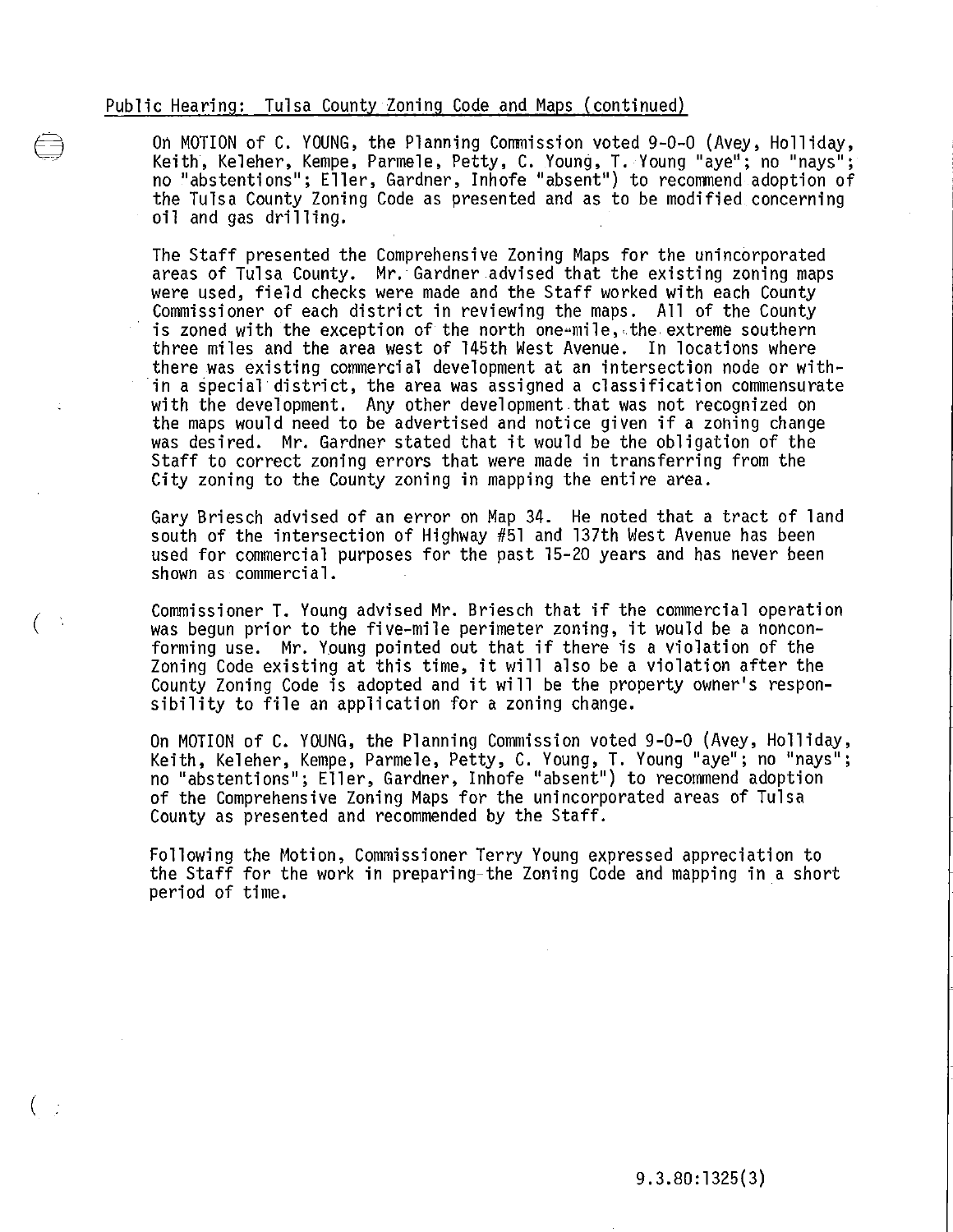Public Hearing: Tulsa County Zoning Code and Maps (continued)

On MOTION of C. YOUNG, the Planning Commission voted 9-0-0 (Avey, Holliday, Keith, Keleher, Kempe, Parmele, Petty, C. Young, T. Young "aye"; no "nays"; no "abstentions"; Eller, Gardner, Inhofe "absent") to recommend adoption of the Tulsa County Zoning Code as presented and as to be modified concerning oil and gas drilling.

The Staff presented the Comprehensive Zoning Maps for the unincorporated areas of Tulsa County. Mr. Gardner advised that the existing zoning maps were used, field checks were made and the Staff worked with each County Commissioner of each district in reviewing the maps. All of the County is zoned with the exception of the north one-mile, the extreme southern three miles and the area west of 145th West Avenue. In locations where there was existing commercial development at an intersection node or within a special district, the area was assigned a classification commensurate with the development. Any other development that was not recognized on the maps would need to be advertised and notice given if a zoning change was desired. Mr. Gardner stated that it would be the obligation of the Staff to correct zoning errors that were made in transferring from the City zoning to the County zoning in mapping the entire area.

Gary Briesch advised of an error on Map 34. He noted that a tract of land south of the intersection of Highway #51 and 137th West Avenue has been used for commercial purposes for the past 15-20 years and has never been shown as commercial.

Commissioner T. Young advised Mr. Briesch that if the commercial operation was begun prior to the five-mile perimeter zoning, it would be a nonconforming use. Mr. Young pointed out that if there is a violation of the Zoning Code existing at this time, it will also be a violation after the County Zoning Code is adopted and it will be the property owner's responsibility to file an application for a zoning change.

On MOTION of C. YOUNG, the Planning Commission voted 9-0-0 (Avey, Holliday, Keith, Keleher, Kempe, Parmele, Petty, C. Young, T. Young "aye"; no "nays"; no "abstentions"; Eller, Gardner, Inhofe "absent") to recommend adoption of the Comprehensive Zoning Maps for the unincorporated areas of Tulsa County as presented and recommended by the Staff.

Following the Motion, Commissioner Terry Young expressed appreciation to the Staff for the work in preparing the Zoning Code and mapping in a short period of time.

9.3.80:1325(3)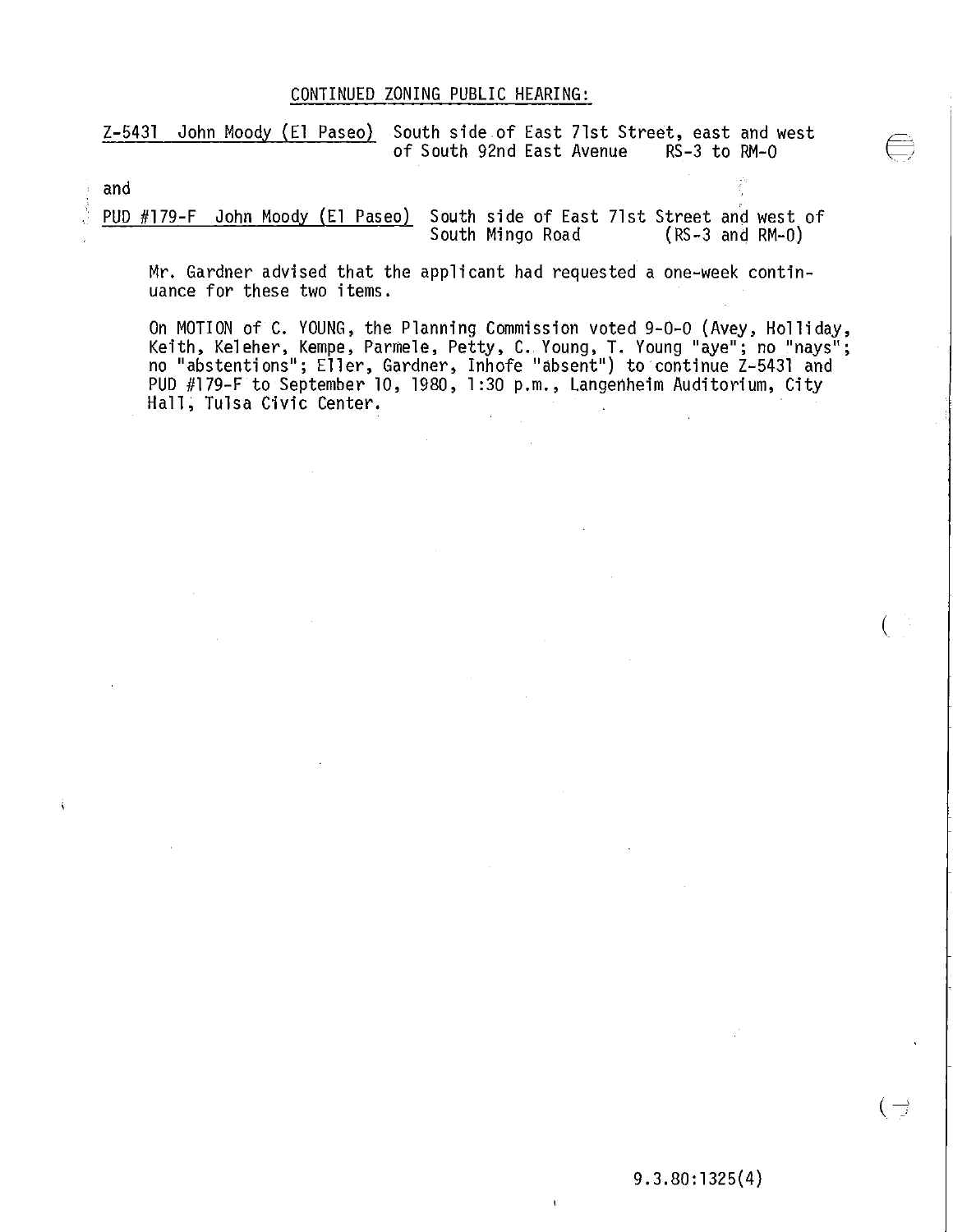CONTINUED ZONING PUBLIC HEARING:

Z-5431 John Moody (El Paseo) South side of East 71st Street, east and west of South 92nd East Avenue RS-3 to RM-0

and

PUD #179-F John Moody (El Paseo) South side of East 71st Street and west of South Mingo Road (RS-3 and RM-0)

Mr. Gardner advised that the applicant had requested a one-week continuance for these two items.

On MOTION of C. YOUNG, the Planning Commission voted 9-0-0 (Avey, Holliday, Keith, Keleher, Kempe, Parmele, Petty, C. Young, T. Young "aye"; no "nays"; no "abstentions"; Eller, Gardner, Inhofe "absent") to continue Z-5431 and PUD #179-F to September 10, 1980, 1:30 p.m., Langenheim Auditorium, City Hall, Tulsa Civic Center.

9.3.80:1325(4)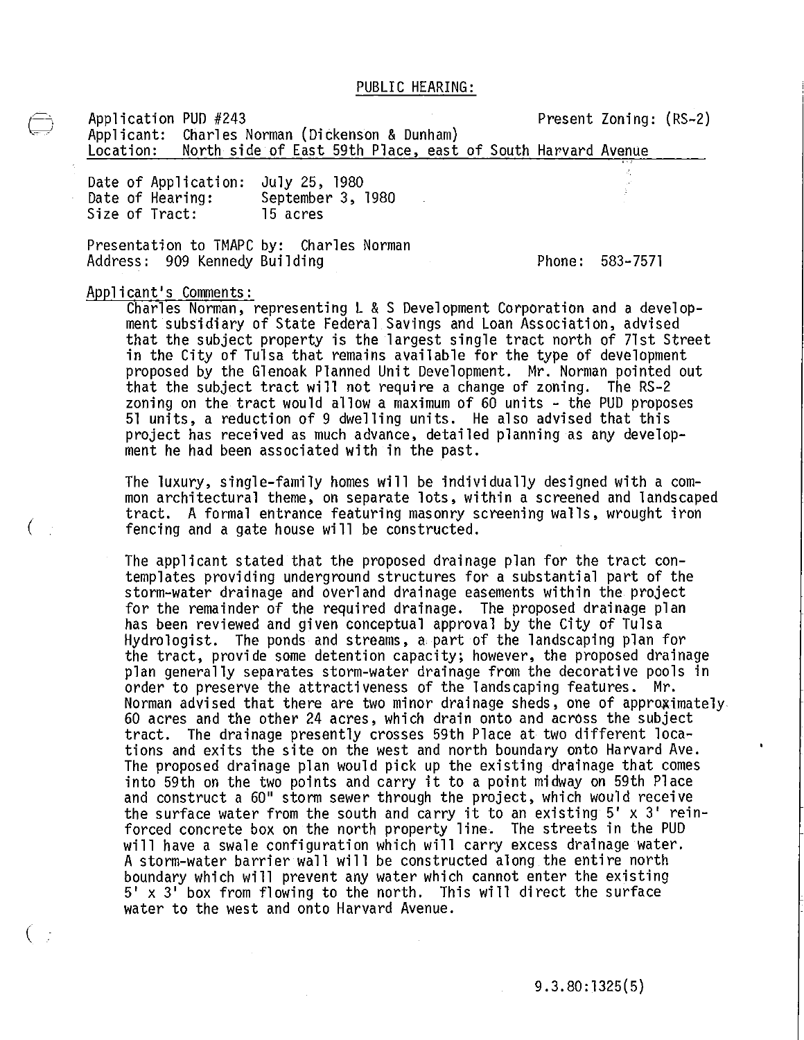PUBLIC HEARING:

Application PUD #243 Present Zoning: (RS-2)
Applicant: Charles Norman (Dickenson & Dunham)
Location: North side of East 59th Place, east of South Harvard Avenue

Date of Application: July 25, 1980
Date of Hearing: September 3, 1980
Size of Tract: 15 acres

Presentation to TMAPC by: Charles Norman
Address: 909 Kennedy Building Phone: 583-7571

Applicant's Comments:

Charles Norman, representing L & S Development Corporation and a development subsidiary of State Federal Savings and Loan Association, advised that the subject property is the largest single tract north of 71st Street in the City of Tulsa that remains available for the type of development proposed by the Glenoak Planned Unit Development. Mr. Norman pointed out that the subject tract will not require a change of zoning. The RS-2 zoning on the tract would allow a maximum of 60 units - the PUD proposes 51 units, a reduction of 9 dwelling units. He also advised that this project has received as much advance, detailed planning as any development he had been associated with in the past.

The luxury, single-family homes will be individually designed with a common architectural theme, on separate lots, within a screened and landscaped tract. A formal entrance featuring masonry screening walls, wrought iron fencing and a gate house will be constructed.

The applicant stated that the proposed drainage plan for the tract contemplates providing underground structures for a substantial part of the storm-water drainage and overland drainage easements within the project for the remainder of the required drainage. The proposed drainage plan has been reviewed and given conceptual approval by the City of Tulsa Hydrologist. The ponds and streams, a part of the landscaping plan for the tract, provide some detention capacity; however, the proposed drainage plan generally separates storm-water drainage from the decorative pools in order to preserve the attractiveness of the landscaping features. Mr. Norman advised that there are two minor drainage sheds, one of approximately 60 acres and the other 24 acres, which drain onto and across the subject tract. The drainage presently crosses 59th Place at two different locations and exits the site on the west and north boundary onto Harvard Ave. The proposed drainage plan would pick up the existing drainage that comes into 59th on the two points and carry it to a point midway on 59th Place and construct a 60" storm sewer through the project, which would receive the surface water from the south and carry it to an existing 5' x 3' reinforced concrete box on the north property line. The streets in the PUD will have a swale configuration which will carry excess drainage water. A storm-water barrier wall will be constructed along the entire north boundary which will prevent any water which cannot enter the existing 5' x 3' box from flowing to the north. This will direct the surface water to the west and onto Harvard Avenue.

9.3.80:1325(5)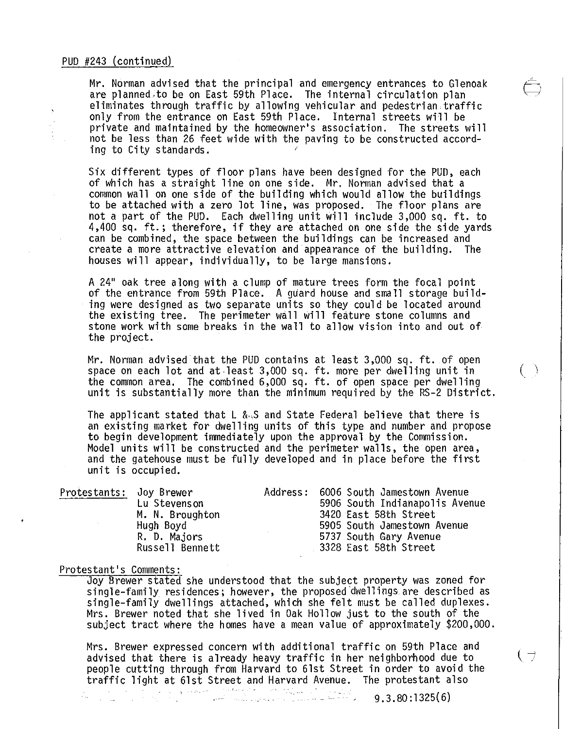PUD #243 (continued)

Mr. Norman advised that the principal and emergency entrances to Glenoak are planned to be on East 59th Place. The internal circulation plan eliminates through traffic by allowing vehicular and pedestrian traffic only from the entrance on East 59th Place. Internal streets will be private and maintained by the homeowner's association. The streets will not be less than 26 feet wide with the paving to be constructed according to City standards.

Six different types of floor plans have been designed for the PUD, each of which has a straight line on one side. Mr. Norman advised that a common wall on one side of the building which would allow the buildings to be attached with a zero lot line, was proposed. The floor plans are not a part of the PUD. Each dwelling unit will include 3,000 sq. ft. to 4,400 sq. ft.; therefore, if they are attached on one side the side yards can be combined, the space between the buildings can be increased and create a more attractive elevation and appearance of the building. The houses will appear, individually, to be large mansions.

A 24" oak tree along with a clump of mature trees form the focal point of the entrance from 59th Place. A guard house and small storage building were designed as two separate units so they could be located around the existing tree. The perimeter wall will feature stone columns and stone work with some breaks in the wall to allow vision into and out of the project.

Mr. Norman advised that the PUD contains at least 3,000 sq. ft. of open space on each lot and at least 3,000 sq. ft. more per dwelling unit in the common area. The combined 6,000 sq. ft. of open space per dwelling unit is substantially more than the minimum required by the RS-2 District.

The applicant stated that L & S and State Federal believe that there is an existing market for dwelling units of this type and number and propose to begin development immediately upon the approval by the Commission. Model units will be constructed and the perimeter walls, the open area, and the gatehouse must be fully developed and in place before the first unit is occupied.

| Protestants: | | Address: |
|---|---|---|
| | Joy Brewer | 6006 South Jamestown Avenue |
| | Lu Stevenson | 5906 South Indianapolis Avenue |
| | M. N. Broughton | 3420 East 58th Street |
| | Hugh Boyd | 5905 South Jamestown Avenue |
| | R. D. Majors | 5737 South Gary Avenue |
| | Russell Bennett | 3328 East 58th Street |

Protestant's Comments:

Joy Brewer stated she understood that the subject property was zoned for single-family residences; however, the proposed dwellings are described as single-family dwellings attached, which she felt must be called duplexes. Mrs. Brewer noted that she lived in Oak Hollow just to the south of the subject tract where the homes have a mean value of approximately $200,000.

Mrs. Brewer expressed concern with additional traffic on 59th Place and advised that there is already heavy traffic in her neighborhood due to people cutting through from Harvard to 61st Street in order to avoid the traffic light at 61st Street and Harvard Avenue. The protestant also

9.3.80:1325(6)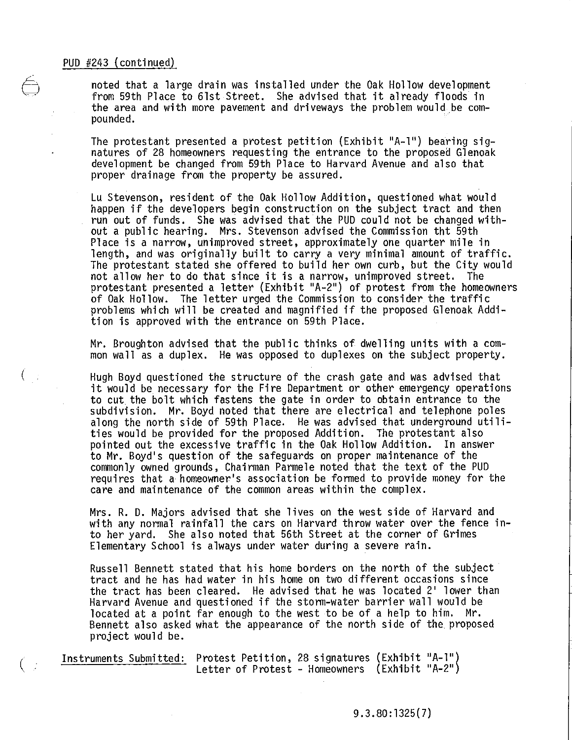PUD #243 (continued)

noted that a large drain was installed under the Oak Hollow development from 59th Place to 61st Street. She advised that it already floods in the area and with more pavement and driveways the problem would be compounded.

The protestant presented a protest petition (Exhibit "A-1") bearing signatures of 28 homeowners requesting the entrance to the proposed Glenoak development be changed from 59th Place to Harvard Avenue and also that proper drainage from the property be assured.

Lu Stevenson, resident of the Oak Hollow Addition, questioned what would happen if the developers begin construction on the subject tract and then run out of funds. She was advised that the PUD could not be changed without a public hearing. Mrs. Stevenson advised the Commission tht 59th Place is a narrow, unimproved street, approximately one quarter mile in length, and was originally built to carry a very minimal amount of traffic. The protestant stated she offered to build her own curb, but the City would not allow her to do that since it is a narrow, unimproved street. The protestant presented a letter (Exhibit "A-2") of protest from the homeowners of Oak Hollow. The letter urged the Commission to consider the traffic problems which will be created and magnified if the proposed Glenoak Addition is approved with the entrance on 59th Place.

Mr. Broughton advised that the public thinks of dwelling units with a common wall as a duplex. He was opposed to duplexes on the subject property.

Hugh Boyd questioned the structure of the crash gate and was advised that it would be necessary for the Fire Department or other emergency operations to cut the bolt which fastens the gate in order to obtain entrance to the subdivision. Mr. Boyd noted that there are electrical and telephone poles along the north side of 59th Place. He was advised that underground utilities would be provided for the proposed Addition. The protestant also pointed out the excessive traffic in the Oak Hollow Addition. In answer to Mr. Boyd's question of the safeguards on proper maintenance of the commonly owned grounds, Chairman Parmele noted that the text of the PUD requires that a homeowner's association be formed to provide money for the care and maintenance of the common areas within the complex.

Mrs. R. D. Majors advised that she lives on the west side of Harvard and with any normal rainfall the cars on Harvard throw water over the fence into her yard. She also noted that 56th Street at the corner of Grimes Elementary School is always under water during a severe rain.

Russell Bennett stated that his home borders on the north of the subject tract and he has had water in his home on two different occasions since the tract has been cleared. He advised that he was located 2' lower than Harvard Avenue and questioned if the storm-water barrier wall would be located at a point far enough to the west to be of a help to him. Mr. Bennett also asked what the appearance of the north side of the proposed project would be.

Instruments Submitted: Protest Petition, 28 signatures (Exhibit "A-1")
Letter of Protest - Homeowners (Exhibit "A-2")

9.3.80:1325(7)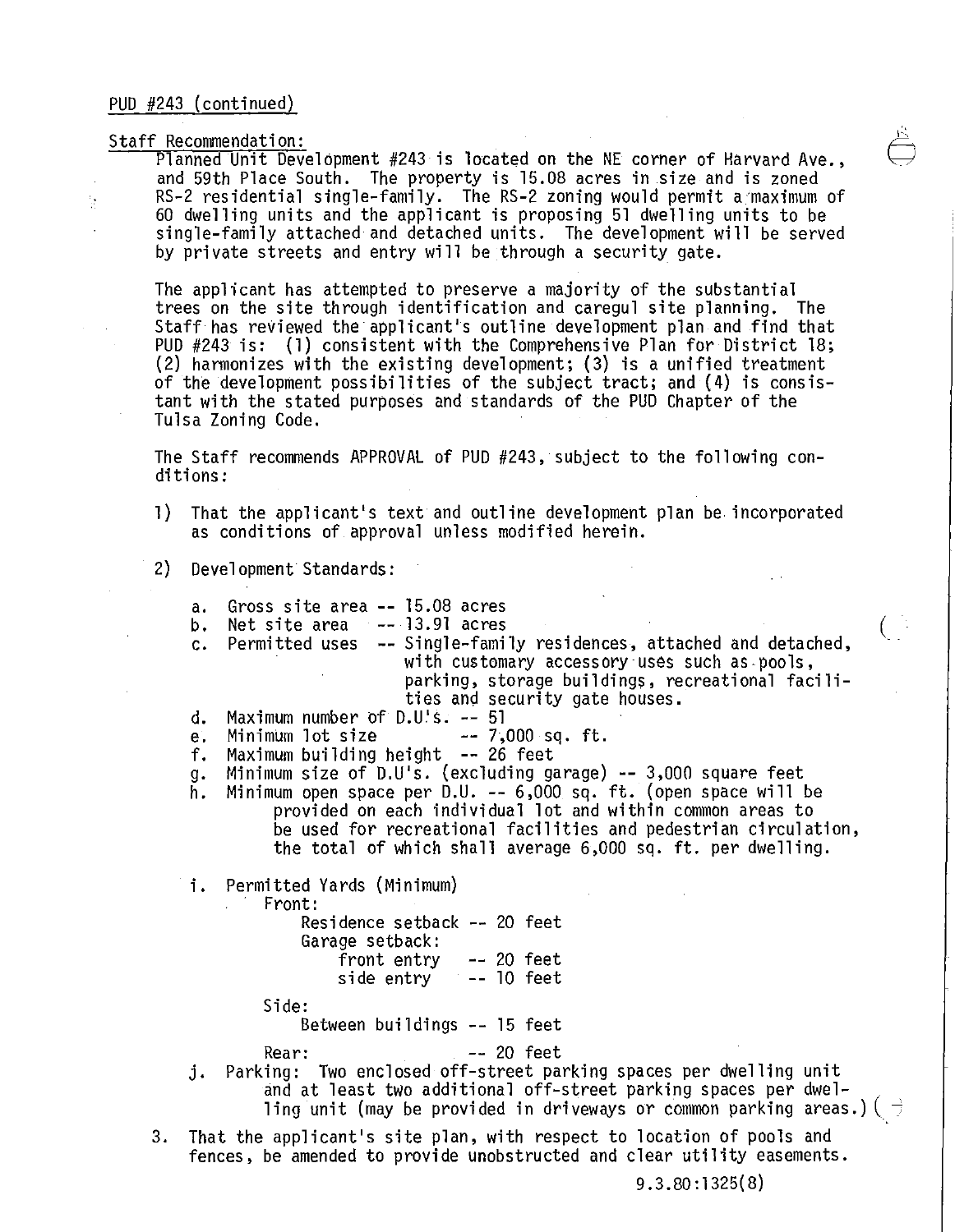PUD #243 (continued)

Staff Recommendation:

Planned Unit Development #243 is located on the NE corner of Harvard Ave., and 59th Place South. The property is 15.08 acres in size and is zoned RS-2 residential single-family. The RS-2 zoning would permit a maximum of 60 dwelling units and the applicant is proposing 51 dwelling units to be single-family attached and detached units. The development will be served by private streets and entry will be through a security gate.

The applicant has attempted to preserve a majority of the substantial trees on the site through identification and caregul site planning. The Staff has reviewed the applicant's outline development plan and find that PUD #243 is: (1) consistent with the Comprehensive Plan for District 18; (2) harmonizes with the existing development; (3) is a unified treatment of the development possibilities of the subject tract; and (4) is consistant with the stated purposes and standards of the PUD Chapter of the Tulsa Zoning Code.

The Staff recommends APPROVAL of PUD #243, subject to the following conditions:

1) That the applicant's text and outline development plan be incorporated as conditions of approval unless modified herein.

2) Development Standards:

   a. Gross site area -- 15.08 acres
   b. Net site area -- 13.91 acres
   c. Permitted uses -- Single-family residences, attached and detached, with customary accessory uses such as pools, parking, storage buildings, recreational facilities and security gate houses.
   d. Maximum number of D.U.'s. -- 51
   e. Minimum lot size -- 7,000 sq. ft.
   f. Maximum building height -- 26 feet
   g. Minimum size of D.U's. (excluding garage) -- 3,000 square feet
   h. Minimum open space per D.U. -- 6,000 sq. ft. (open space will be provided on each individual lot and within common areas to be used for recreational facilities and pedestrian circulation, the total of which shall average 6,000 sq. ft. per dwelling.

   i. Permitted Yards (Minimum)

      Front:
      - Residence setback -- 20 feet
      - Garage setback:
        - front entry -- 20 feet
        - side entry -- 10 feet

      Side:
      - Between buildings -- 15 feet

      Rear: -- 20 feet

   j. Parking: Two enclosed off-street parking spaces per dwelling unit and at least two additional off-street parking spaces per dwelling unit (may be provided in driveways or common parking areas.)

3. That the applicant's site plan, with respect to location of pools and fences, be amended to provide unobstructed and clear utility easements.

9.3.80:1325(8)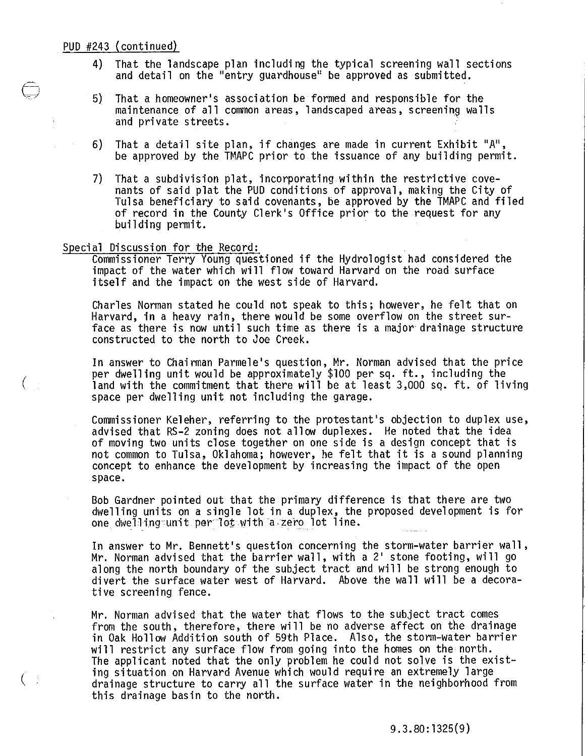PUD #243 (continued)

4) That the landscape plan including the typical screening wall sections and detail on the "entry guardhouse" be approved as submitted.

5) That a homeowner's association be formed and responsible for the maintenance of all common areas, landscaped areas, screening walls and private streets.

6) That a detail site plan, if changes are made in current Exhibit "A", be approved by the TMAPC prior to the issuance of any building permit.

7) That a subdivision plat, incorporating within the restrictive covenants of said plat the PUD conditions of approval, making the City of Tulsa beneficiary to said covenants, be approved by the TMAPC and filed of record in the County Clerk's Office prior to the request for any building permit.

Special Discussion for the Record:

Commissioner Terry Young questioned if the Hydrologist had considered the impact of the water which will flow toward Harvard on the road surface itself and the impact on the west side of Harvard.

Charles Norman stated he could not speak to this; however, he felt that on Harvard, in a heavy rain, there would be some overflow on the street surface as there is now until such time as there is a major drainage structure constructed to the north to Joe Creek.

In answer to Chairman Parmele's question, Mr. Norman advised that the price per dwelling unit would be approximately $100 per sq. ft., including the land with the commitment that there will be at least 3,000 sq. ft. of living space per dwelling unit not including the garage.

Commissioner Keleher, referring to the protestant's objection to duplex use, advised that RS-2 zoning does not allow duplexes. He noted that the idea of moving two units close together on one side is a design concept that is not common to Tulsa, Oklahoma; however, he felt that it is a sound planning concept to enhance the development by increasing the impact of the open space.

Bob Gardner pointed out that the primary difference is that there are two dwelling units on a single lot in a duplex, the proposed development is for one dwelling unit per lot with a zero lot line.

In answer to Mr. Bennett's question concerning the storm-water barrier wall, Mr. Norman advised that the barrier wall, with a 2' stone footing, will go along the north boundary of the subject tract and will be strong enough to divert the surface water west of Harvard. Above the wall will be a decorative screening fence.

Mr. Norman advised that the water that flows to the subject tract comes from the south, therefore, there will be no adverse affect on the drainage in Oak Hollow Addition south of 59th Place. Also, the storm-water barrier will restrict any surface flow from going into the homes on the north. The applicant noted that the only problem he could not solve is the existing situation on Harvard Avenue which would require an extremely large drainage structure to carry all the surface water in the neighborhood from this drainage basin to the north.

9.3.80:1325(9)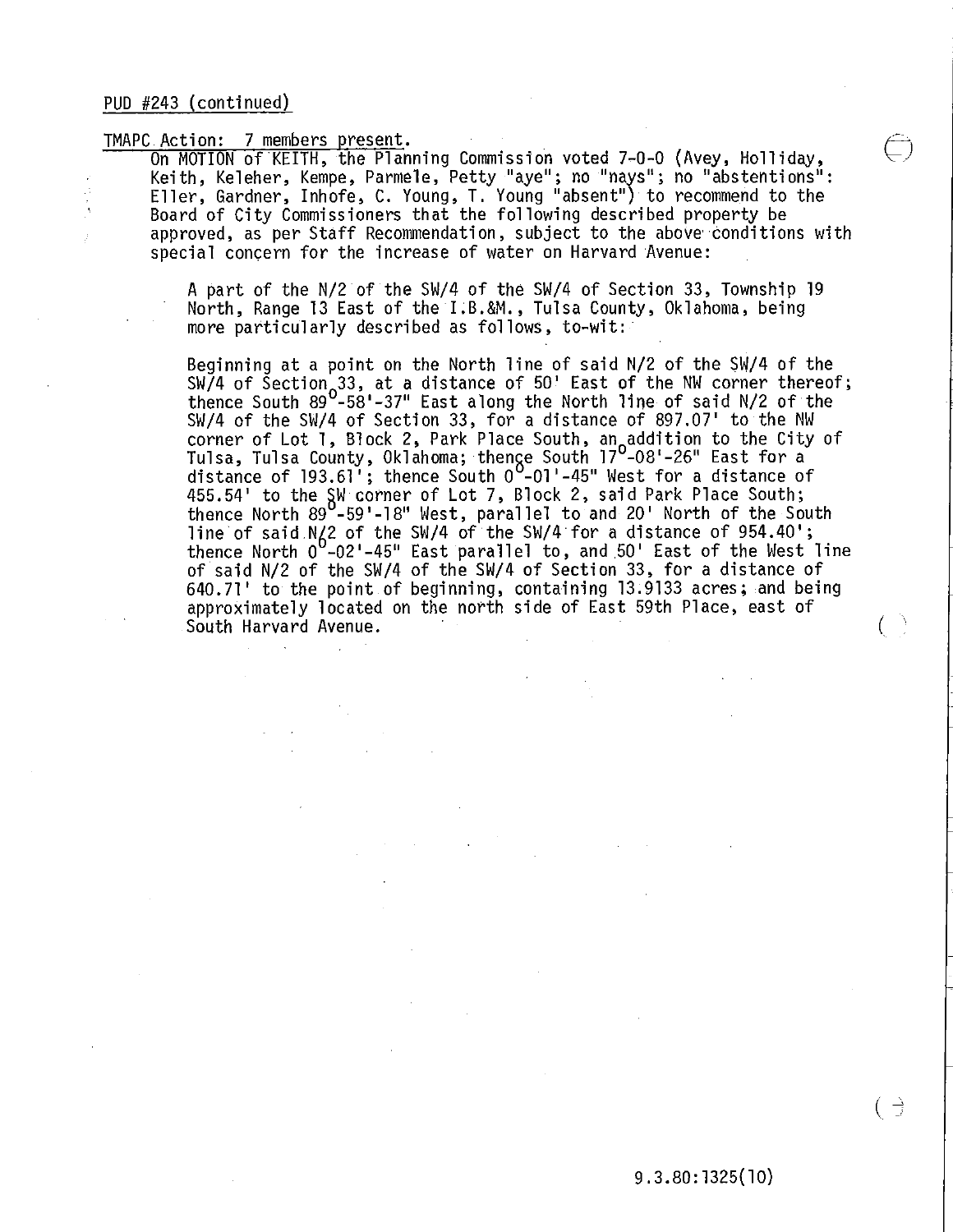PUD #243 (continued)

TMAPC Action: 7 members present.

On MOTION of KEITH, the Planning Commission voted 7-0-0 (Avey, Holliday, Keith, Keleher, Kempe, Parmele, Petty "aye"; no "nays"; no "abstentions": Eller, Gardner, Inhofe, C. Young, T. Young "absent") to recommend to the Board of City Commissioners that the following described property be approved, as per Staff Recommendation, subject to the above conditions with special concern for the increase of water on Harvard Avenue:

A part of the N/2 of the SW/4 of the SW/4 of Section 33, Township 19 North, Range 13 East of the I.B.&M., Tulsa County, Oklahoma, being more particularly described as follows, to-wit:

Beginning at a point on the North line of said N/2 of the SW/4 of the SW/4 of Section 33, at a distance of 50' East of the NW corner thereof; thence South 89°-58'-37" East along the North line of said N/2 of the SW/4 of the SW/4 of Section 33, for a distance of 897.07' to the NW corner of Lot 1, Block 2, Park Place South, an addition to the City of Tulsa, Tulsa County, Oklahoma; thence South 17°-08'-26" East for a distance of 193.61'; thence South 0°-01'-45" West for a distance of 455.54' to the SW corner of Lot 7, Block 2, said Park Place South; thence North 89°-59'-18" West, parallel to and 20' North of the South line of said N/2 of the SW/4 of the SW/4 for a distance of 954.40'; thence North 0°-02'-45" East parallel to, and 50' East of the West line of said N/2 of the SW/4 of the SW/4 of Section 33, for a distance of 640.71' to the point of beginning, containing 13.9133 acres; and being approximately located on the north side of East 59th Place, east of South Harvard Avenue.

9.3.80:1325(10)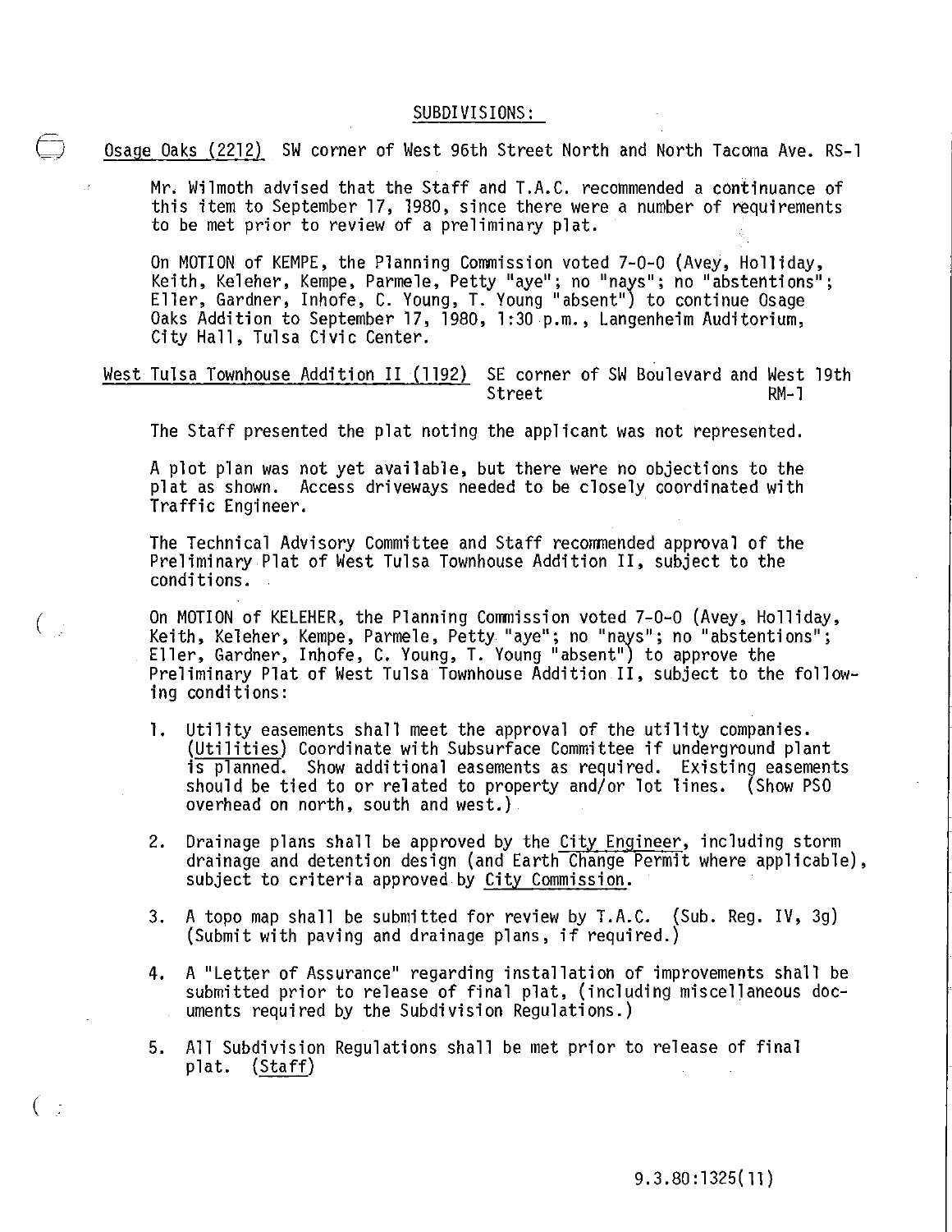SUBDIVISIONS:

Osage Oaks (2212) SW corner of West 96th Street North and North Tacoma Ave. RS-1

Mr. Wilmoth advised that the Staff and T.A.C. recommended a continuance of this item to September 17, 1980, since there were a number of requirements to be met prior to review of a preliminary plat.

On MOTION of KEMPE, the Planning Commission voted 7-0-0 (Avey, Holliday, Keith, Keleher, Kempe, Parmele, Petty "aye"; no "nays"; no "abstentions"; Eller, Gardner, Inhofe, C. Young, T. Young "absent") to continue Osage Oaks Addition to September 17, 1980, 1:30 p.m., Langenheim Auditorium, City Hall, Tulsa Civic Center.

West Tulsa Townhouse Addition II (1192) SE corner of SW Boulevard and West 19th Street RM-1

The Staff presented the plat noting the applicant was not represented.

A plot plan was not yet available, but there were no objections to the plat as shown. Access driveways needed to be closely coordinated with Traffic Engineer.

The Technical Advisory Committee and Staff recommended approval of the Preliminary Plat of West Tulsa Townhouse Addition II, subject to the conditions.

On MOTION of KELEHER, the Planning Commission voted 7-0-0 (Avey, Holliday, Keith, Keleher, Kempe, Parmele, Petty "aye"; no "nays"; no "abstentions"; Eller, Gardner, Inhofe, C. Young, T. Young "absent") to approve the Preliminary Plat of West Tulsa Townhouse Addition II, subject to the following conditions:

1. Utility easements shall meet the approval of the utility companies. (Utilities) Coordinate with Subsurface Committee if underground plant is planned. Show additional easements as required. Existing easements should be tied to or related to property and/or lot lines. (Show PSO overhead on north, south and west.)

2. Drainage plans shall be approved by the City Engineer, including storm drainage and detention design (and Earth Change Permit where applicable), subject to criteria approved by City Commission.

3. A topo map shall be submitted for review by T.A.C. (Sub. Reg. IV, 3g) (Submit with paving and drainage plans, if required.)

4. A "Letter of Assurance" regarding installation of improvements shall be submitted prior to release of final plat, (including miscellaneous documents required by the Subdivision Regulations.)

5. All Subdivision Regulations shall be met prior to release of final plat. (Staff)

9.3.80:1325(11)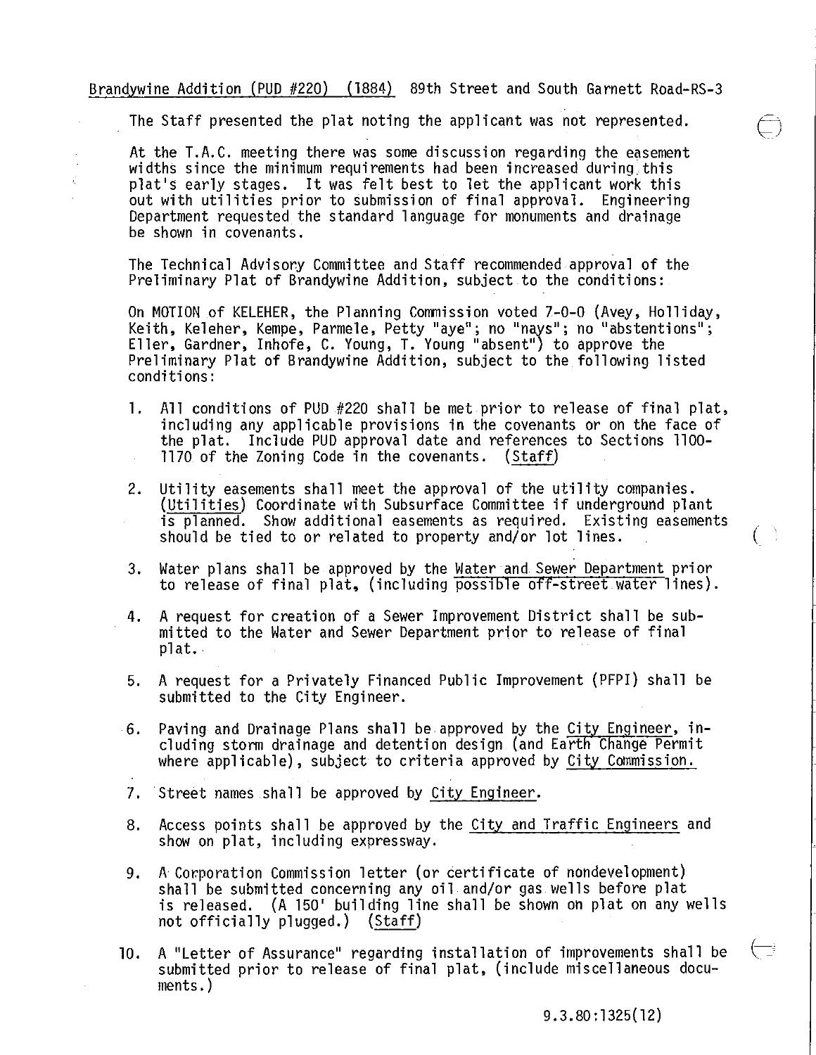Brandywine Addition (PUD #220) (1884) 89th Street and South Garnett Road-RS-3

The Staff presented the plat noting the applicant was not represented.

At the T.A.C. meeting there was some discussion regarding the easement widths since the minimum requirements had been increased during this plat's early stages. It was felt best to let the applicant work this out with utilities prior to submission of final approval. Engineering Department requested the standard language for monuments and drainage be shown in covenants.

The Technical Advisory Committee and Staff recommended approval of the Preliminary Plat of Brandywine Addition, subject to the conditions:

On MOTION of KELEHER, the Planning Commission voted 7-0-0 (Avey, Holliday, Keith, Keleher, Kempe, Parmele, Petty "aye"; no "nays"; no "abstentions"; Eller, Gardner, Inhofe, C. Young, T. Young "absent") to approve the Preliminary Plat of Brandywine Addition, subject to the following listed conditions:

1. All conditions of PUD #220 shall be met prior to release of final plat, including any applicable provisions in the covenants or on the face of the plat. Include PUD approval date and references to Sections 1100-1170 of the Zoning Code in the covenants. (Staff)

2. Utility easements shall meet the approval of the utility companies. (Utilities) Coordinate with Subsurface Committee if underground plant is planned. Show additional easements as required. Existing easements should be tied to or related to property and/or lot lines.

3. Water plans shall be approved by the Water and Sewer Department prior to release of final plat, (including possible off-street water lines).

4. A request for creation of a Sewer Improvement District shall be submitted to the Water and Sewer Department prior to release of final plat.

5. A request for a Privately Financed Public Improvement (PFPI) shall be submitted to the City Engineer.

6. Paving and Drainage Plans shall be approved by the City Engineer, including storm drainage and detention design (and Earth Change Permit where applicable), subject to criteria approved by City Commission.

7. Street names shall be approved by City Engineer.

8. Access points shall be approved by the City and Traffic Engineers and show on plat, including expressway.

9. A Corporation Commission letter (or certificate of nondevelopment) shall be submitted concerning any oil and/or gas wells before plat is released. (A 150' building line shall be shown on plat on any wells not officially plugged.) (Staff)

10. A "Letter of Assurance" regarding installation of improvements shall be submitted prior to release of final plat, (include miscellaneous documents.)

9.3.80:1325(12)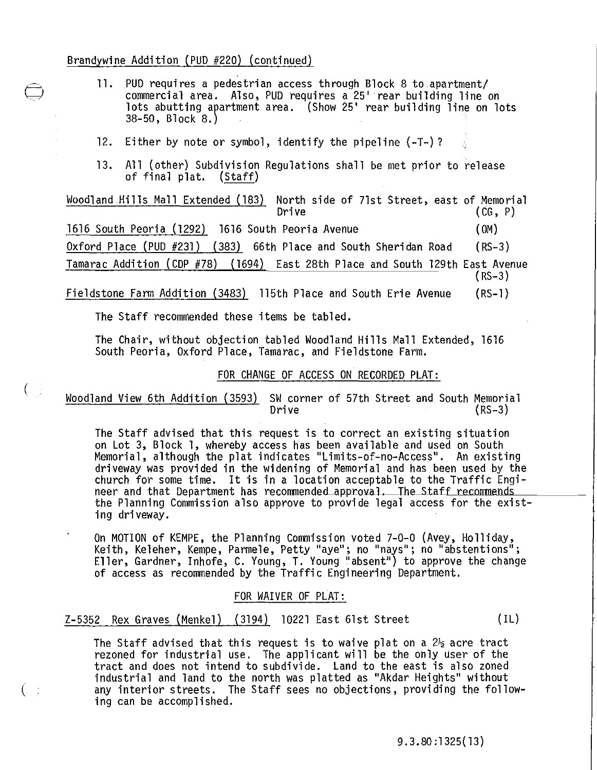Brandywine Addition (PUD #220) (continued)

11. PUD requires a pedestrian access through Block 8 to apartment/commercial area. Also, PUD requires a 25' rear building line on lots abutting apartment area. (Show 25' rear building line on lots 38-50, Block 8.)

12. Either by note or symbol, identify the pipeline (-T-)?

13. All (other) Subdivision Regulations shall be met prior to release of final plat. (Staff)

Woodland Hills Mall Extended (183) North side of 71st Street, east of Memorial Drive (CG, P)

1616 South Peoria (1292) 1616 South Peoria Avenue (OM)

Oxford Place (PUD #231) (383) 66th Place and South Sheridan Road (RS-3)

Tamarac Addition (CDP #78) (1694) East 28th Place and South 129th East Avenue (RS-3)

Fieldstone Farm Addition (3483) 115th Place and South Erie Avenue (RS-1)

The Staff recommended these items be tabled.

The Chair, without objection tabled Woodland Hills Mall Extended, 1616 South Peoria, Oxford Place, Tamarac, and Fieldstone Farm.

FOR CHANGE OF ACCESS ON RECORDED PLAT:

Woodland View 6th Addition (3593) SW corner of 57th Street and South Memorial Drive (RS-3)

The Staff advised that this request is to correct an existing situation on Lot 3, Block 1, whereby access has been available and used on South Memorial, although the plat indicates "Limits-of-no-Access". An existing driveway was provided in the widening of Memorial and has been used by the church for some time. It is in a location acceptable to the Traffic Engineer and that Department has recommended approval. The Staff recommends the Planning Commission also approve to provide legal access for the existing driveway.

On MOTION of KEMPE, the Planning Commission voted 7-0-0 (Avey, Holliday, Keith, Keleher, Kempe, Parmele, Petty "aye"; no "nays"; no "abstentions"; Eller, Gardner, Inhofe, C. Young, T. Young "absent") to approve the change of access as recommended by the Traffic Engineering Department.

FOR WAIVER OF PLAT:

Z-5352 Rex Graves (Menkel) (3194) 10221 East 61st Street (IL)

The Staff advised that this request is to waive plat on a 2½ acre tract rezoned for industrial use. The applicant will be the only user of the tract and does not intend to subdivide. Land to the east is also zoned industrial and land to the north was platted as "Akdar Heights" without any interior streets. The Staff sees no objections, providing the following can be accomplished.

9.3.80:1325(13)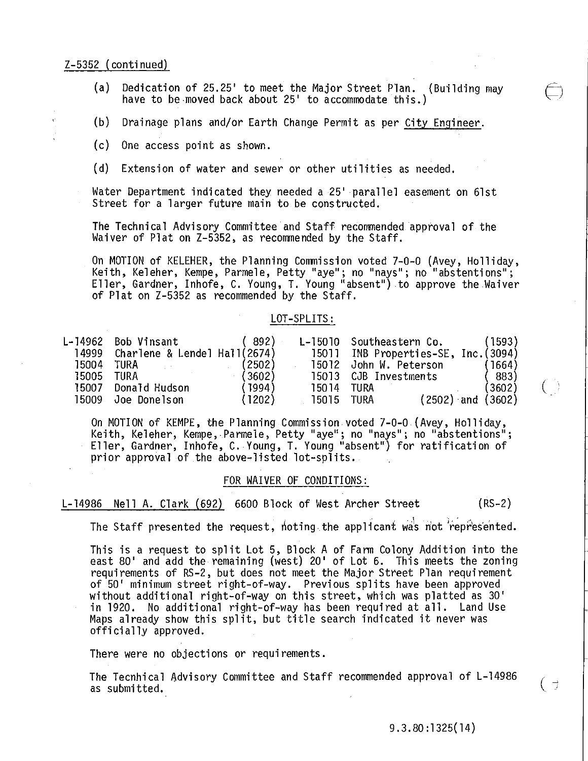Z-5352 (continued)

(a) Dedication of 25.25' to meet the Major Street Plan. (Building may have to be moved back about 25' to accommodate this.)

(b) Drainage plans and/or Earth Change Permit as per City Engineer.

(c) One access point as shown.

(d) Extension of water and sewer or other utilities as needed.

Water Department indicated they needed a 25' parallel easement on 61st Street for a larger future main to be constructed.

The Technical Advisory Committee and Staff recommended approval of the Waiver of Plat on Z-5352, as recommended by the Staff.

On MOTION of KELEHER, the Planning Commission voted 7-0-0 (Avey, Holliday, Keith, Keleher, Kempe, Parmele, Petty "aye"; no "nays"; no "abstentions"; Eller, Gardner, Inhofe, C. Young, T. Young "absent") to approve the Waiver of Plat on Z-5352 as recommended by the Staff.

LOT-SPLITS:

| | | | | | |
|---|---|---|---|---|---|
| L-14962 | Bob Vinsant | ( 892) | L-15010 | Southeastern Co. | (1593) |
| 14999 | Charlene & Lendel Hall | (2674) | 15011 | INB Properties-SE, Inc. | (3094) |
| 15004 | TURA | (2502) | 15012 | John W. Peterson | (1664) |
| 15005 | TURA | (3602) | 15013 | CJB Investments | ( 883) |
| 15007 | Donald Hudson | (1994) | 15014 | TURA | (3602) |
| 15009 | Joe Donelson | (1202) | 15015 | TURA | (2502) and (3602) |

On MOTION of KEMPE, the Planning Commission voted 7-0-0 (Avey, Holliday, Keith, Keleher, Kempe, Parmele, Petty "aye"; no "nays"; no "abstentions"; Eller, Gardner, Inhofe, C. Young, T. Young "absent") for ratification of prior approval of the above-listed lot-splits.

FOR WAIVER OF CONDITIONS:

L-14986 Nell A. Clark (692) 6600 Block of West Archer Street (RS-2)

The Staff presented the request, noting the applicant was not represented.

This is a request to split Lot 5, Block A of Farm Colony Addition into the east 80' and add the remaining (west) 20' of Lot 6. This meets the zoning requirements of RS-2, but does not meet the Major Street Plan requirement of 50' minimum street right-of-way. Previous splits have been approved without additional right-of-way on this street, which was platted as 30' in 1920. No additional right-of-way has been required at all. Land Use Maps already show this split, but title search indicated it never was officially approved.

There were no objections or requirements.

The Tecnhical Advisory Committee and Staff recommended approval of L-14986 as submitted.

9.3.80:1325(14)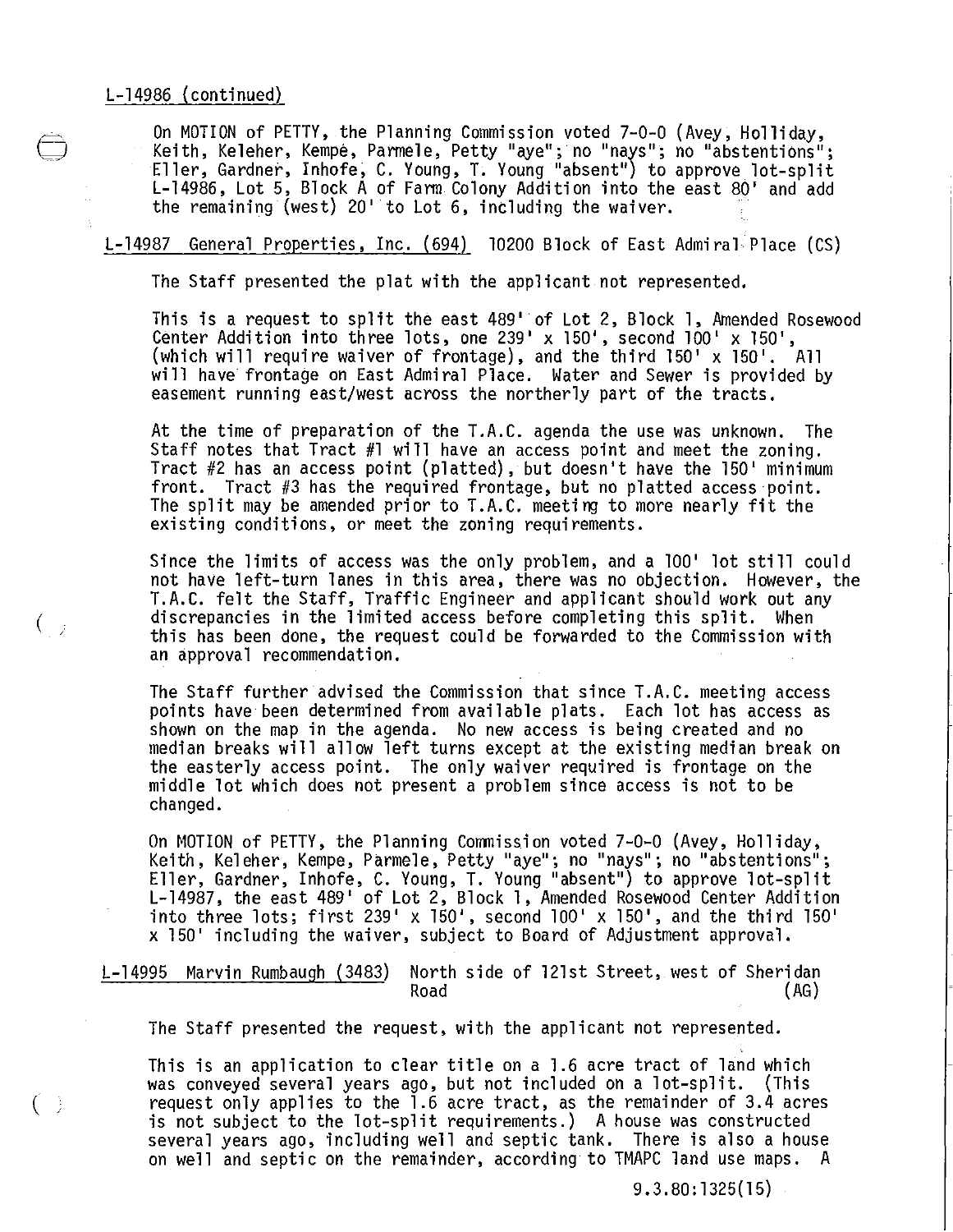L-14986 (continued)

On MOTION of PETTY, the Planning Commission voted 7-0-0 (Avey, Holliday, Keith, Keleher, Kempe, Parmele, Petty "aye"; no "nays"; no "abstentions"; Eller, Gardner, Inhofe, C. Young, T. Young "absent") to approve lot-split L-14986, Lot 5, Block A of Farm Colony Addition into the east 80' and add the remaining (west) 20' to Lot 6, including the waiver.

L-14987 General Properties, Inc. (694) 10200 Block of East Admiral Place (CS)

The Staff presented the plat with the applicant not represented.

This is a request to split the east 489' of Lot 2, Block 1, Amended Rosewood Center Addition into three lots, one 239' x 150', second 100' x 150', (which will require waiver of frontage), and the third 150' x 150'. All will have frontage on East Admiral Place. Water and Sewer is provided by easement running east/west across the northerly part of the tracts.

At the time of preparation of the T.A.C. agenda the use was unknown. The Staff notes that Tract #1 will have an access point and meet the zoning. Tract #2 has an access point (platted), but doesn't have the 150' minimum front. Tract #3 has the required frontage, but no platted access point. The split may be amended prior to T.A.C. meeting to more nearly fit the existing conditions, or meet the zoning requirements.

Since the limits of access was the only problem, and a 100' lot still could not have left-turn lanes in this area, there was no objection. However, the T.A.C. felt the Staff, Traffic Engineer and applicant should work out any discrepancies in the limited access before completing this split. When this has been done, the request could be forwarded to the Commission with an approval recommendation.

The Staff further advised the Commission that since T.A.C. meeting access points have been determined from available plats. Each lot has access as shown on the map in the agenda. No new access is being created and no median breaks will allow left turns except at the existing median break on the easterly access point. The only waiver required is frontage on the middle lot which does not present a problem since access is not to be changed.

On MOTION of PETTY, the Planning Commission voted 7-0-0 (Avey, Holliday, Keith, Keleher, Kempe, Parmele, Petty "aye"; no "nays"; no "abstentions"; Eller, Gardner, Inhofe, C. Young, T. Young "absent") to approve lot-split L-14987, the east 489' of Lot 2, Block 1, Amended Rosewood Center Addition into three lots; first 239' x 150', second 100' x 150', and the third 150' x 150' including the waiver, subject to Board of Adjustment approval.

L-14995 Marvin Rumbaugh (3483) North side of 121st Street, west of Sheridan Road (AG)

The Staff presented the request, with the applicant not represented.

This is an application to clear title on a 1.6 acre tract of land which was conveyed several years ago, but not included on a lot-split. (This request only applies to the 1.6 acre tract, as the remainder of 3.4 acres is not subject to the lot-split requirements.) A house was constructed several years ago, including well and septic tank. There is also a house on well and septic on the remainder, according to TMAPC land use maps. A

9.3.80:1325(15)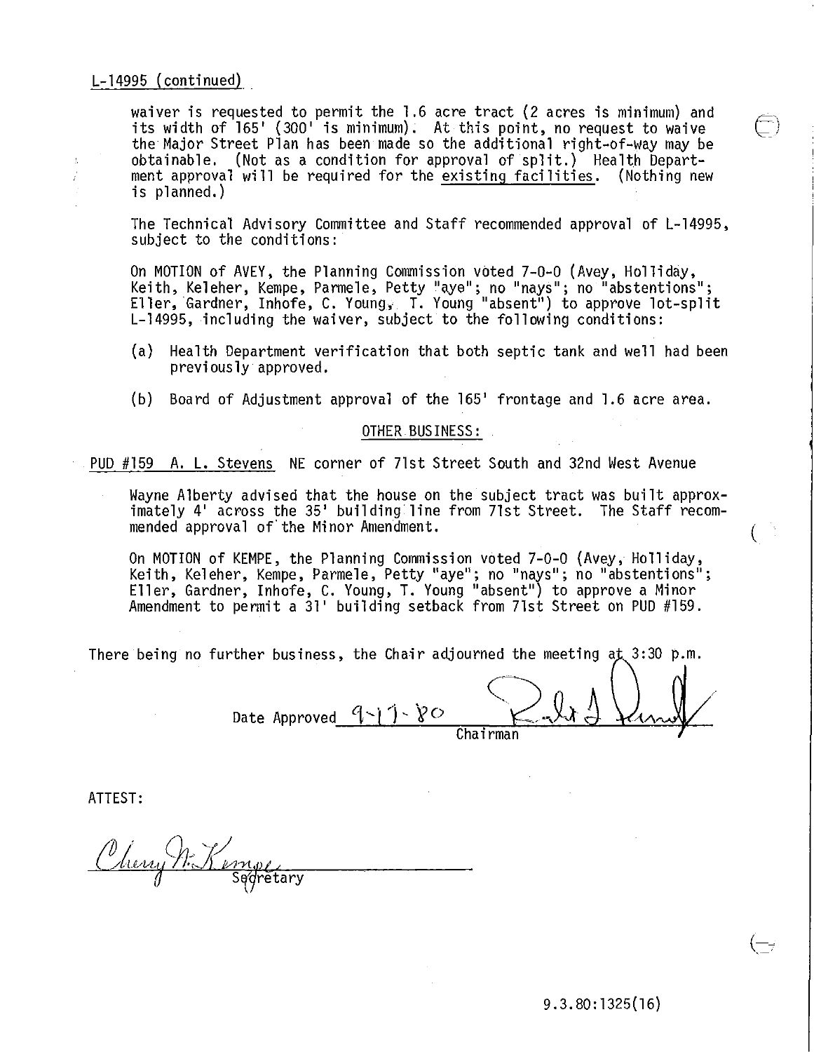L-14995 (continued)

waiver is requested to permit the 1.6 acre tract (2 acres is minimum) and its width of 165' (300' is minimum). At this point, no request to waive the Major Street Plan has been made so the additional right-of-way may be obtainable. (Not as a condition for approval of split.) Health Department approval will be required for the existing facilities. (Nothing new is planned.)

The Technical Advisory Committee and Staff recommended approval of L-14995, subject to the conditions:

On MOTION of AVEY, the Planning Commission voted 7-0-0 (Avey, Holliday, Keith, Keleher, Kempe, Parmele, Petty "aye"; no "nays"; no "abstentions"; Eller, Gardner, Inhofe, C. Young, T. Young "absent") to approve lot-split L-14995, including the waiver, subject to the following conditions:

(a) Health Department verification that both septic tank and well had been previously approved.

(b) Board of Adjustment approval of the 165' frontage and 1.6 acre area.

OTHER BUSINESS:

PUD #159 A. L. Stevens NE corner of 71st Street South and 32nd West Avenue

Wayne Alberty advised that the house on the subject tract was built approximately 4' across the 35' building line from 71st Street. The Staff recommended approval of the Minor Amendment.

On MOTION of KEMPE, the Planning Commission voted 7-0-0 (Avey, Holliday, Keith, Keleher, Kempe, Parmele, Petty "aye"; no "nays"; no "abstentions"; Eller, Gardner, Inhofe, C. Young, T. Young "absent") to approve a Minor Amendment to permit a 31' building setback from 71st Street on PUD #159.

There being no further business, the Chair adjourned the meeting at 3:30 p.m.

Date Approved 9-17-80

Chairman

ATTEST:

Secretary

9.3.80:1325(16)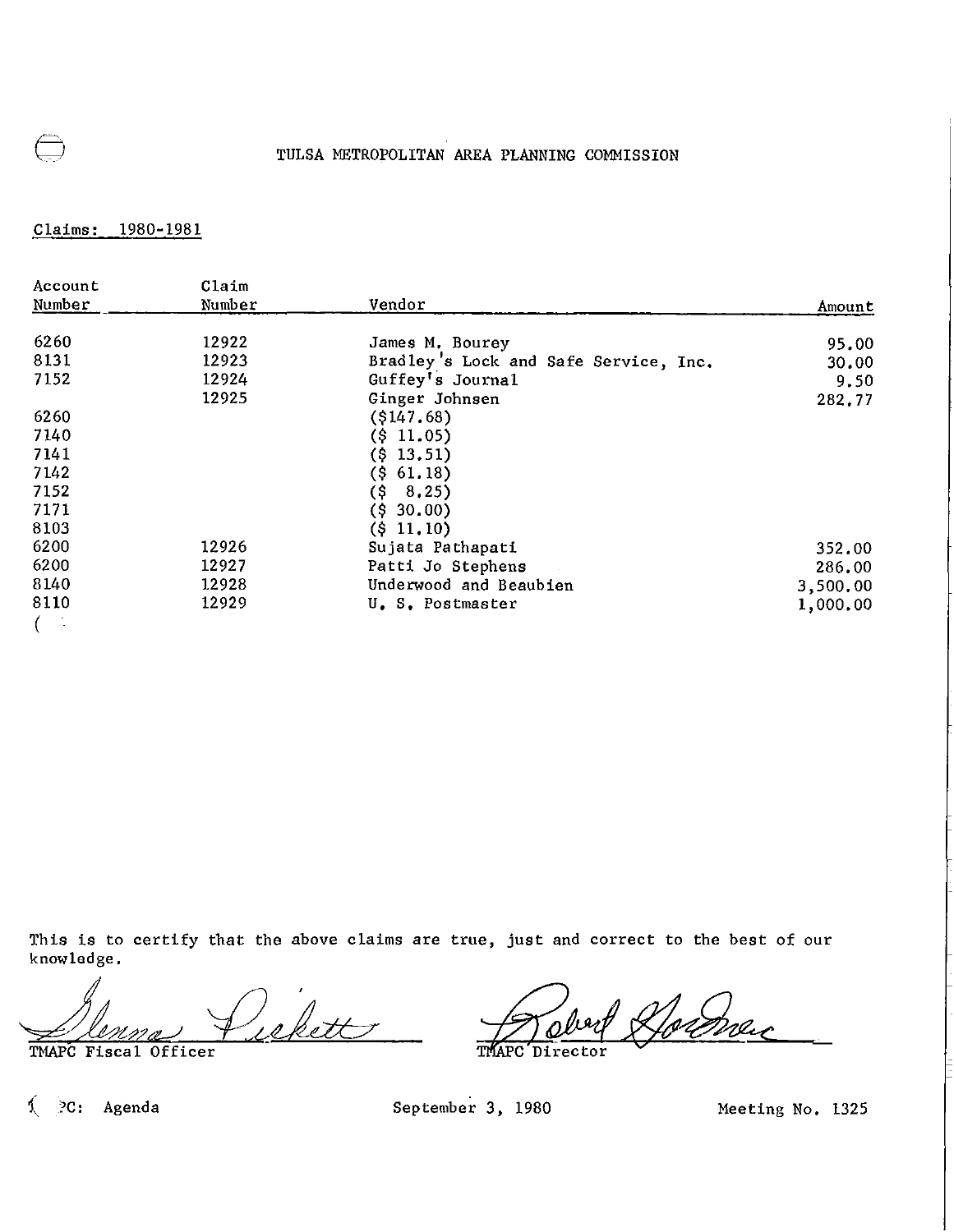# TULSA METROPOLITAN AREA PLANNING COMMISSION

Claims: 1980-1981

| Account Number | Claim Number | Vendor | Amount |
|---|---|---|---|
| 6260 | 12922 | James M. Bourey | 95.00 |
| 8131 | 12923 | Bradley's Lock and Safe Service, Inc. | 30.00 |
| 7152 | 12924 | Guffey's Journal | 9.50 |
| | 12925 | Ginger Johnsen | 282.77 |
| 6260 | | ($147.68) | |
| 7140 | | ($ 11.05) | |
| 7141 | | ($ 13.51) | |
| 7142 | | ($ 61.18) | |
| 7152 | | ($ 8.25) | |
| 7171 | | ($ 30.00) | |
| 8103 | | ($ 11.10) | |
| 6200 | 12926 | Sujata Pathapati | 352.00 |
| 6200 | 12927 | Patti Jo Stephens | 286.00 |
| 8140 | 12928 | Underwood and Beaubien | 3,500.00 |
| 8110 | 12929 | U. S. Postmaster | 1,000.00 |

This is to certify that the above claims are true, just and correct to the best of our knowledge.

Glenna Pickett
TMAPC Fiscal Officer

Robert Gardner
TMAPC Director

PC: Agenda    September 3, 1980    Meeting No. 1325